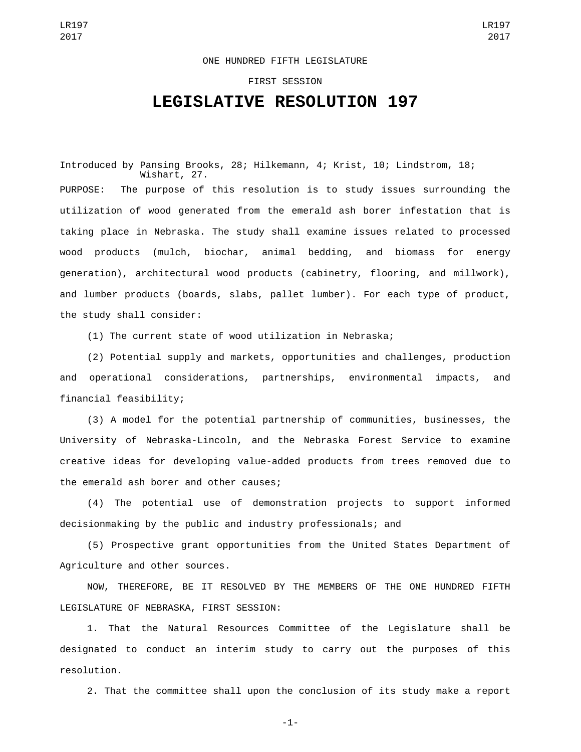ONE HUNDRED FIFTH LEGISLATURE

FIRST SESSION

# LEGISLATIVE RESOLUTION 197

Introduced by Pansing Brooks, 28; Hilkemann, 4; Krist, 10; Lindstrom, 18; Wishart, 27.

PURPOSE: The purpose of this resolution is to study issues surrounding the utilization of wood generated from the emerald ash borer infestation that is taking place in Nebraska. The study shall examine issues related to processed wood products (mulch, biochar, animal bedding, and biomass for energy generation), architectural wood products (cabinetry, flooring, and millwork), and lumber products (boards, slabs, pallet lumber). For each type of product, the study shall consider:

(1) The current state of wood utilization in Nebraska;

(2) Potential supply and markets, opportunities and challenges, production and operational considerations, partnerships, environmental impacts, and financial feasibility;

(3) A model for the potential partnership of communities, businesses, the University of Nebraska-Lincoln, and the Nebraska Forest Service to examine creative ideas for developing value-added products from trees removed due to the emerald ash borer and other causes;

(4) The potential use of demonstration projects to support informed decisionmaking by the public and industry professionals; and

(5) Prospective grant opportunities from the United States Department of Agriculture and other sources.

NOW, THEREFORE, BE IT RESOLVED BY THE MEMBERS OF THE ONE HUNDRED FIFTH LEGISLATURE OF NEBRASKA, FIRST SESSION:

1. That the Natural Resources Committee of the Legislature shall be designated to conduct an interim study to carry out the purposes of this resolution.

2. That the committee shall upon the conclusion of its study make a report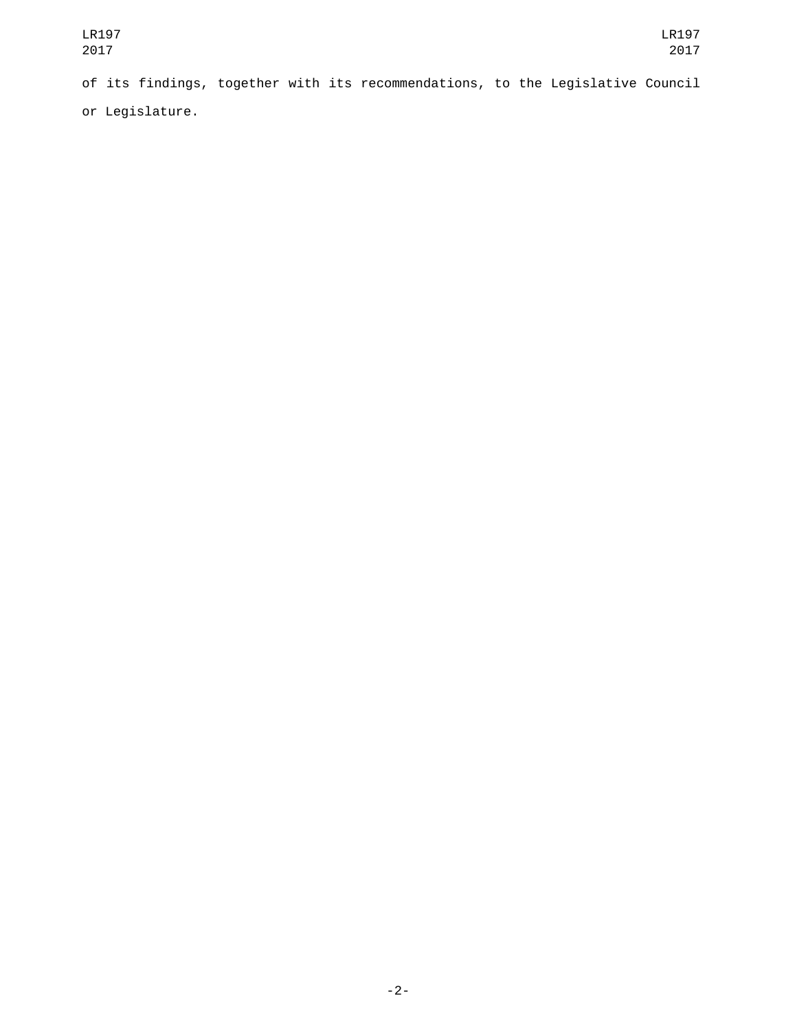of its findings, together with its recommendations, to the Legislative Council or Legislature.